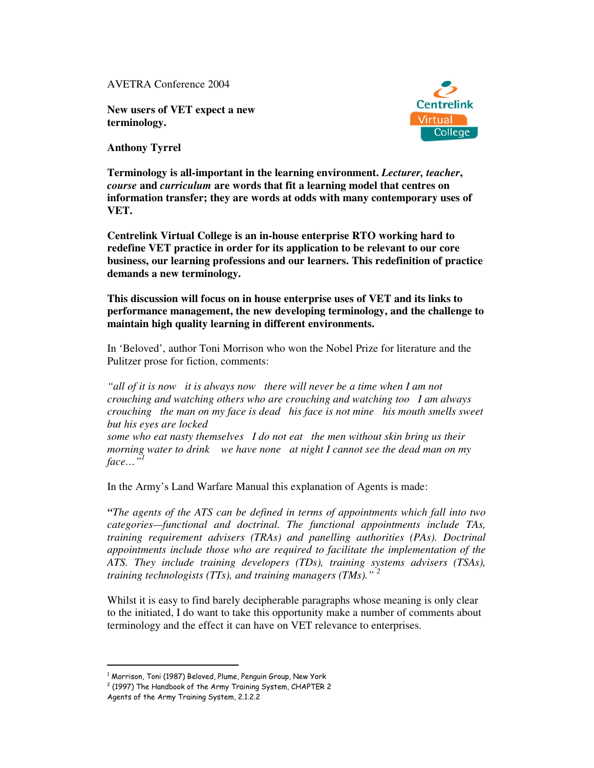AVETRA Conference 2004

# New users of VET expect a new terminology.

**Anthony Tyrrel**

**Terminology is all-important in the learning environment. *Lecturer, teacher*, *course* and *curriculum* are words that fit a learning model that centres on information transfer; they are words at odds with many contemporary uses of VET.**

**Centrelink Virtual College is an in-house enterprise RTO working hard to redefine VET practice in order for its application to be relevant to our core business, our learning professions and our learners. This redefinition of practice demands a new terminology.**

**This discussion will focus on in house enterprise uses of VET and its links to performance management, the new developing terminology, and the challenge to maintain high quality learning in different environments.**

In 'Beloved', author Toni Morrison who won the Nobel Prize for literature and the Pulitzer prose for fiction, comments:

*"all of it is now   it is always now   there will never be a time when I am not crouching and watching others who are crouching and watching too   I am always crouching   the man on my face is dead   his face is not mine   his mouth smells sweet but his eyes are locked*
*some who eat nasty themselves   I do not eat   the men without skin bring us their morning water to drink   we have none   at night I cannot see the dead man on my face…"*[1]

In the Army's Land Warfare Manual this explanation of Agents is made:

*"The agents of the ATS can be defined in terms of appointments which fall into two categories—functional and doctrinal. The functional appointments include TAs, training requirement advisers (TRAs) and panelling authorities (PAs). Doctrinal appointments include those who are required to facilitate the implementation of the ATS. They include training developers (TDs), training systems advisers (TSAs), training technologists (TTs), and training managers (TMs)."* [2]

Whilst it is easy to find barely decipherable paragraphs whose meaning is only clear to the initiated, I do want to take this opportunity make a number of comments about terminology and the effect it can have on VET relevance to enterprises.

---

[1] Morrison, Toni (1987) Beloved, Plume, Penguin Group, New York
[2] (1997) The Handbook of the Army Training System, CHAPTER 2 Agents of the Army Training System, 2.1.2.2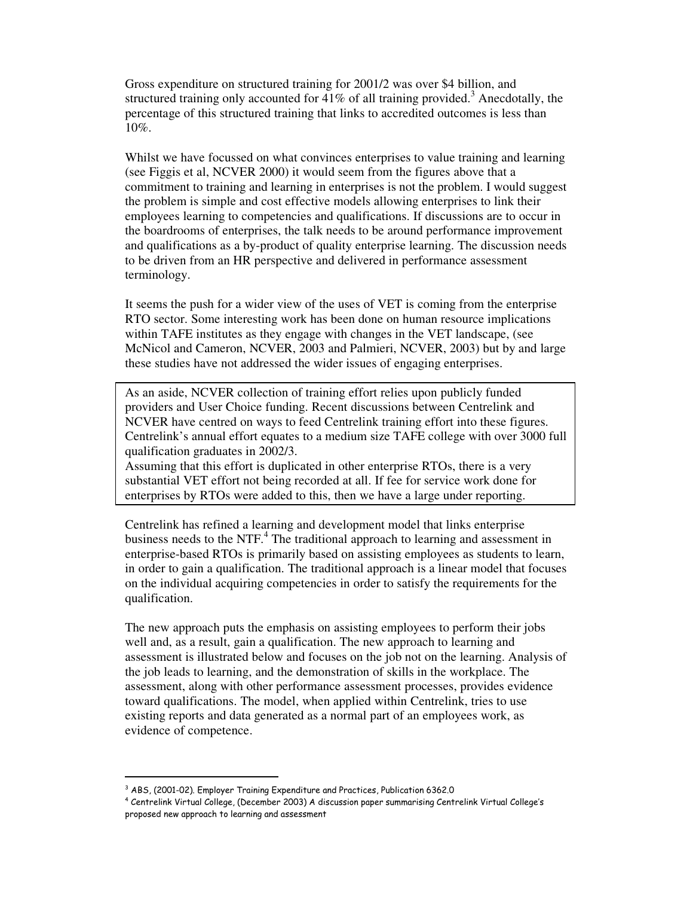Gross expenditure on structured training for 2001/2 was over \$4 billion, and structured training only accounted for 41% of all training provided.[3] Anecdotally, the percentage of this structured training that links to accredited outcomes is less than 10%.

Whilst we have focussed on what convinces enterprises to value training and learning (see Figgis et al, NCVER 2000) it would seem from the figures above that a commitment to training and learning in enterprises is not the problem. I would suggest the problem is simple and cost effective models allowing enterprises to link their employees learning to competencies and qualifications. If discussions are to occur in the boardrooms of enterprises, the talk needs to be around performance improvement and qualifications as a by-product of quality enterprise learning. The discussion needs to be driven from an HR perspective and delivered in performance assessment terminology.

It seems the push for a wider view of the uses of VET is coming from the enterprise RTO sector. Some interesting work has been done on human resource implications within TAFE institutes as they engage with changes in the VET landscape, (see McNicol and Cameron, NCVER, 2003 and Palmieri, NCVER, 2003) but by and large these studies have not addressed the wider issues of engaging enterprises.

> As an aside, NCVER collection of training effort relies upon publicly funded providers and User Choice funding. Recent discussions between Centrelink and NCVER have centred on ways to feed Centrelink training effort into these figures. Centrelink's annual effort equates to a medium size TAFE college with over 3000 full qualification graduates in 2002/3.
> Assuming that this effort is duplicated in other enterprise RTOs, there is a very substantial VET effort not being recorded at all. If fee for service work done for enterprises by RTOs were added to this, then we have a large under reporting.

Centrelink has refined a learning and development model that links enterprise business needs to the NTF.[4] The traditional approach to learning and assessment in enterprise-based RTOs is primarily based on assisting employees as students to learn, in order to gain a qualification. The traditional approach is a linear model that focuses on the individual acquiring competencies in order to satisfy the requirements for the qualification.

The new approach puts the emphasis on assisting employees to perform their jobs well and, as a result, gain a qualification. The new approach to learning and assessment is illustrated below and focuses on the job not on the learning. Analysis of the job leads to learning, and the demonstration of skills in the workplace. The assessment, along with other performance assessment processes, provides evidence toward qualifications. The model, when applied within Centrelink, tries to use existing reports and data generated as a normal part of an employees work, as evidence of competence.

---

[3] ABS, (2001-02). Employer Training Expenditure and Practices, Publication 6362.0

[4] Centrelink Virtual College, (December 2003) A discussion paper summarising Centrelink Virtual College's proposed new approach to learning and assessment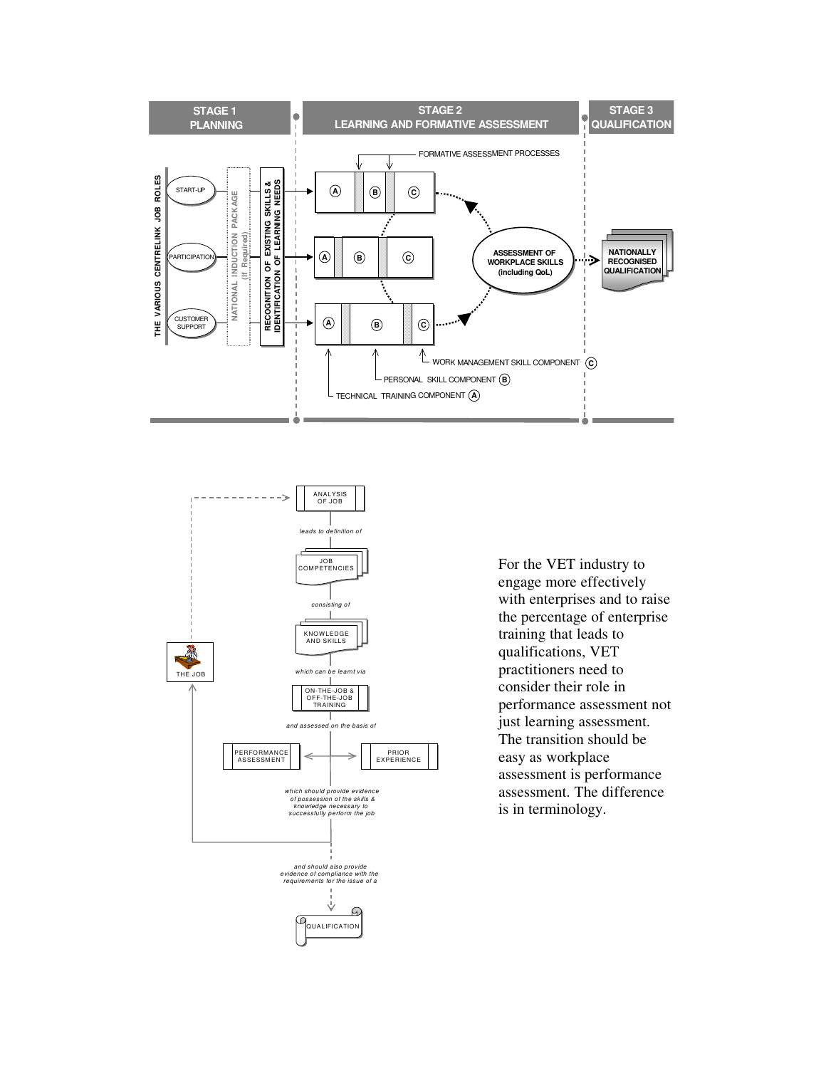**STAGE 1 PLANNING** | **STAGE 2 LEARNING AND FORMATIVE ASSESSMENT** | **STAGE 3 QUALIFICATION**

THE VARIOUS CENTRELINK JOB ROLES: START-UP, PARTICIPATION, CUSTOMER SUPPORT

NATIONAL INDUCTION PACKAGE (If Required)

RECOGNITION OF EXISTING SKILLS & IDENTIFICATION OF LEARNING NEEDS

FORMATIVE ASSESSMENT PROCESSES

A B C

ASSESSMENT OF WORKPLACE SKILLS (including QoL)

NATIONALLY RECOGNISED QUALIFICATION

WORK MANAGEMENT SKILL COMPONENT (C)

PERSONAL SKILL COMPONENT (B)

TECHNICAL TRAINING COMPONENT (A)

ANALYSIS OF JOB

*leads to definition of*

JOB COMPETENCIES

*consisting of*

KNOWLEDGE AND SKILLS

*which can be learnt via*

ON-THE-JOB & OFF-THE-JOB TRAINING

*and assessed on the basis of*

PERFORMANCE ASSESSMENT | PRIOR EXPERIENCE

*which should provide evidence of possession of the skills & knowledge necessary to successfully perform the job*

THE JOB

*and should also provide evidence of compliance with the requirements for the issue of a*

QUALIFICATION

For the VET industry to engage more effectively with enterprises and to raise the percentage of enterprise training that leads to qualifications, VET practitioners need to consider their role in performance assessment not just learning assessment. The transition should be easy as workplace assessment is performance assessment. The difference is in terminology.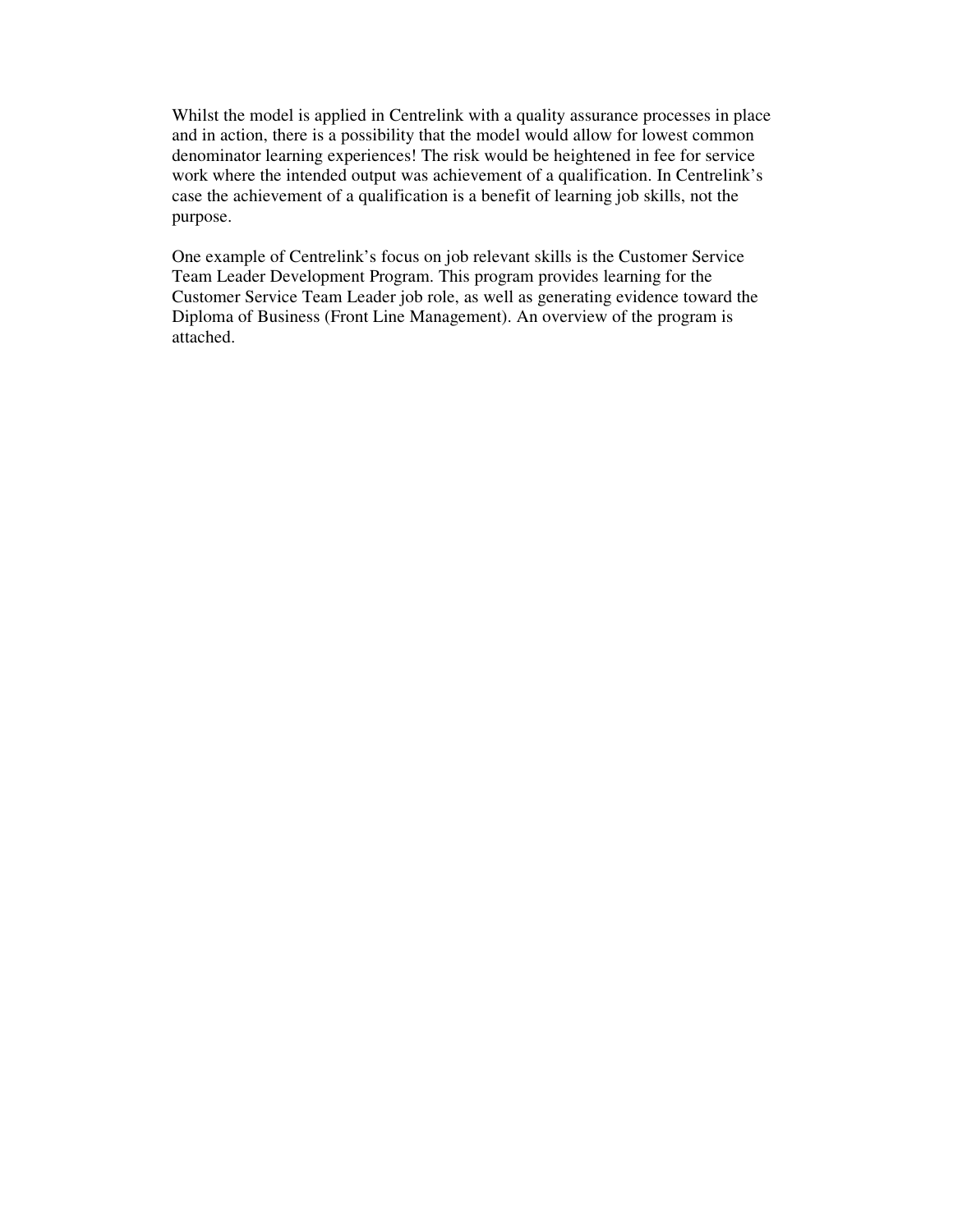Whilst the model is applied in Centrelink with a quality assurance processes in place and in action, there is a possibility that the model would allow for lowest common denominator learning experiences! The risk would be heightened in fee for service work where the intended output was achievement of a qualification. In Centrelink's case the achievement of a qualification is a benefit of learning job skills, not the purpose.

One example of Centrelink's focus on job relevant skills is the Customer Service Team Leader Development Program. This program provides learning for the Customer Service Team Leader job role, as well as generating evidence toward the Diploma of Business (Front Line Management). An overview of the program is attached.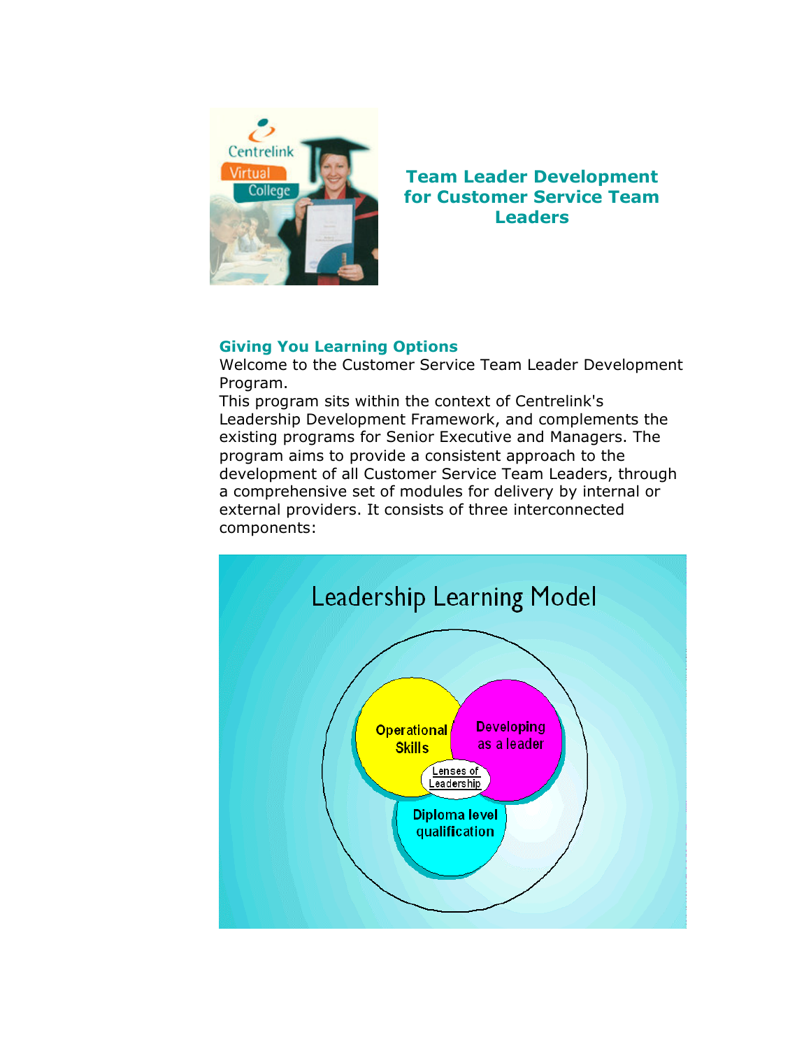# Team Leader Development for Customer Service Team Leaders

## Giving You Learning Options

Welcome to the Customer Service Team Leader Development Program.

This program sits within the context of Centrelink's Leadership Development Framework, and complements the existing programs for Senior Executive and Managers. The program aims to provide a consistent approach to the development of all Customer Service Team Leaders, through a comprehensive set of modules for delivery by internal or external providers. It consists of three interconnected components:

Leadership Learning Model

- Operational Skills
- Developing as a leader
- Diploma level qualification
- Lenses of Leadership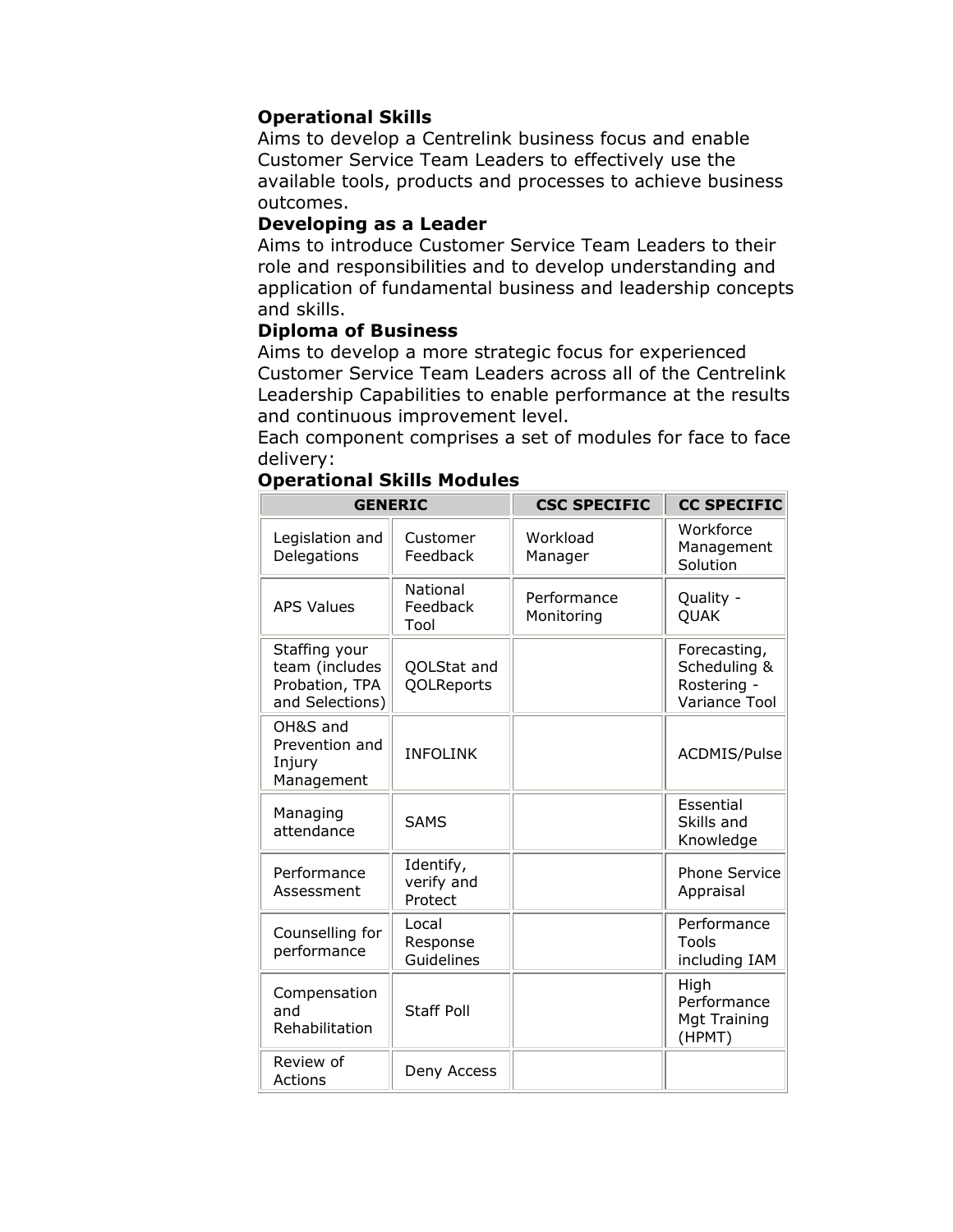**Operational Skills**
Aims to develop a Centrelink business focus and enable Customer Service Team Leaders to effectively use the available tools, products and processes to achieve business outcomes.

**Developing as a Leader**
Aims to introduce Customer Service Team Leaders to their role and responsibilities and to develop understanding and application of fundamental business and leadership concepts and skills.

**Diploma of Business**
Aims to develop a more strategic focus for experienced Customer Service Team Leaders across all of the Centrelink Leadership Capabilities to enable performance at the results and continuous improvement level.

Each component comprises a set of modules for face to face delivery:

**Operational Skills Modules**

| GENERIC | | CSC SPECIFIC | CC SPECIFIC |
|---|---|---|---|
| Legislation and Delegations | Customer Feedback | Workload Manager | Workforce Management Solution |
| APS Values | National Feedback Tool | Performance Monitoring | Quality - QUAK |
| Staffing your team (includes Probation, TPA and Selections) | QOLStat and QOLReports | | Forecasting, Scheduling & Rostering - Variance Tool |
| OH&S and Prevention and Injury Management | INFOLINK | | ACDMIS/Pulse |
| Managing attendance | SAMS | | Essential Skills and Knowledge |
| Performance Assessment | Identify, verify and Protect | | Phone Service Appraisal |
| Counselling for performance | Local Response Guidelines | | Performance Tools including IAM |
| Compensation and Rehabilitation | Staff Poll | | High Performance Mgt Training (HPMT) |
| Review of Actions | Deny Access | | |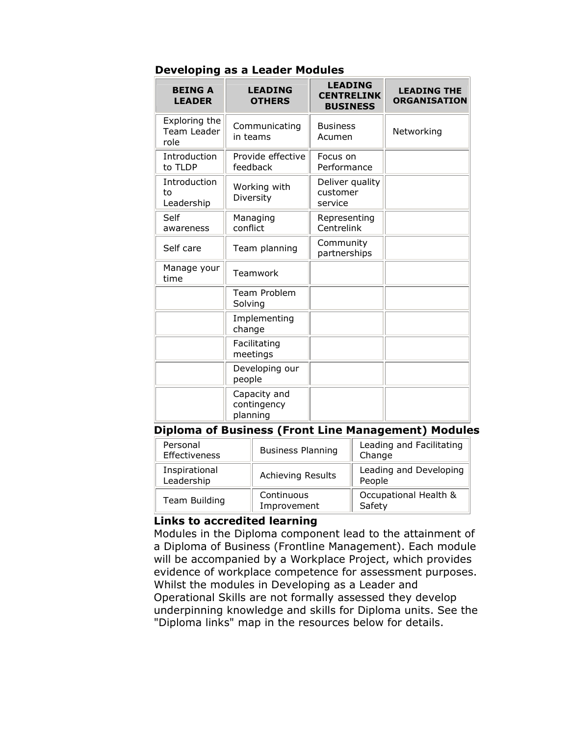## Developing as a Leader Modules

| BEING A LEADER | LEADING OTHERS | LEADING CENTRELINK BUSINESS | LEADING THE ORGANISATION |
|---|---|---|---|
| Exploring the Team Leader role | Communicating in teams | Business Acumen | Networking |
| Introduction to TLDP | Provide effective feedback | Focus on Performance | |
| Introduction to Leadership | Working with Diversity | Deliver quality customer service | |
| Self awareness | Managing conflict | Representing Centrelink | |
| Self care | Team planning | Community partnerships | |
| Manage your time | Teamwork | | |
| | Team Problem Solving | | |
| | Implementing change | | |
| | Facilitating meetings | | |
| | Developing our people | | |
| | Capacity and contingency planning | | |

## Diploma of Business (Front Line Management) Modules

| | | |
|---|---|---|
| Personal Effectiveness | Business Planning | Leading and Facilitating Change |
| Inspirational Leadership | Achieving Results | Leading and Developing People |
| Team Building | Continuous Improvement | Occupational Health & Safety |

## Links to accredited learning

Modules in the Diploma component lead to the attainment of a Diploma of Business (Frontline Management). Each module will be accompanied by a Workplace Project, which provides evidence of workplace competence for assessment purposes. Whilst the modules in Developing as a Leader and Operational Skills are not formally assessed they develop underpinning knowledge and skills for Diploma units. See the "Diploma links" map in the resources below for details.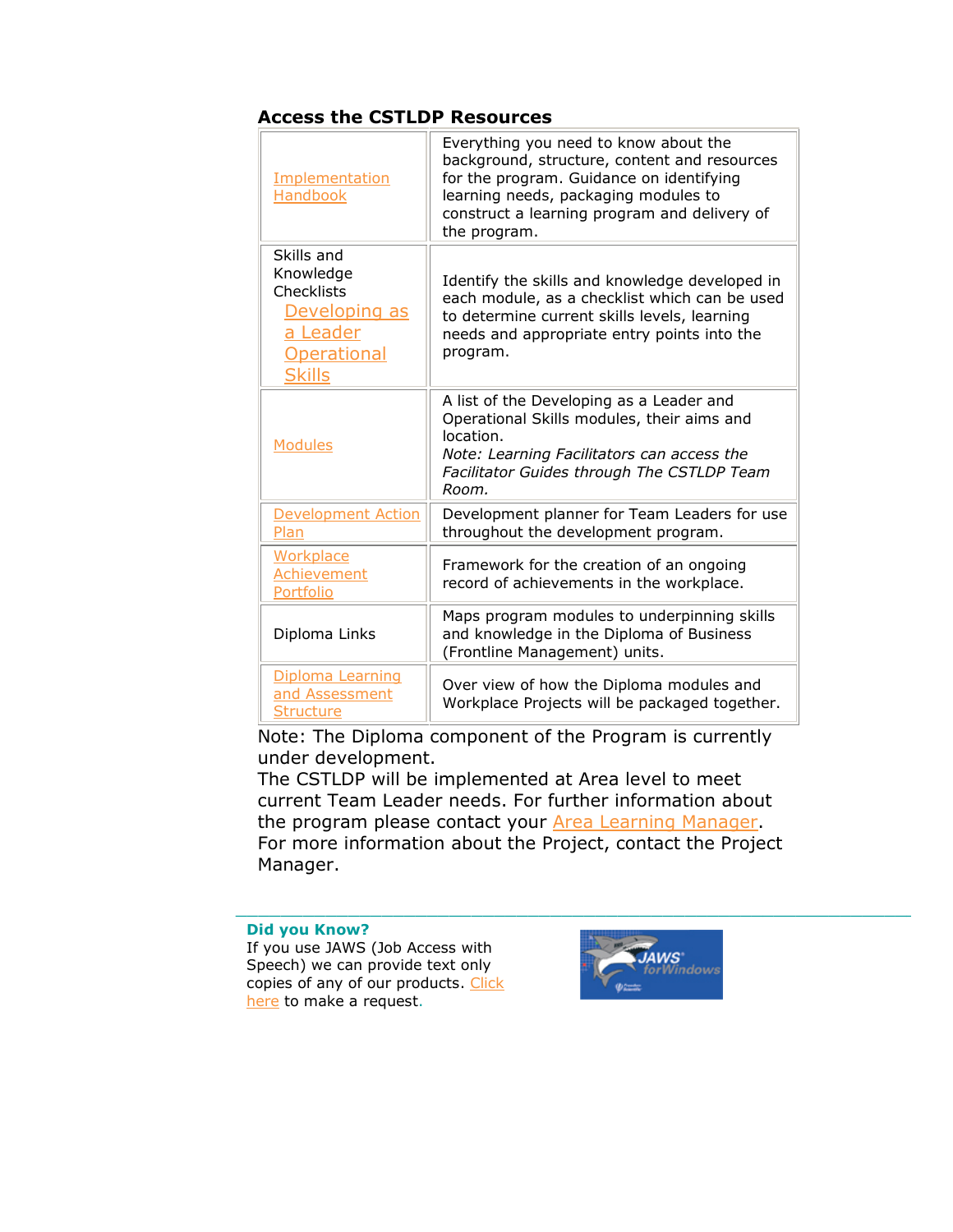## Access the CSTLDP Resources

| | |
|---|---|
| Implementation Handbook | Everything you need to know about the background, structure, content and resources for the program. Guidance on identifying learning needs, packaging modules to construct a learning program and delivery of the program. |
| Skills and Knowledge Checklists<br>Developing as a Leader<br>Operational Skills | Identify the skills and knowledge developed in each module, as a checklist which can be used to determine current skills levels, learning needs and appropriate entry points into the program. |
| Modules | A list of the Developing as a Leader and Operational Skills modules, their aims and location.<br>*Note: Learning Facilitators can access the Facilitator Guides through The CSTLDP Team Room.* |
| Development Action Plan | Development planner for Team Leaders for use throughout the development program. |
| Workplace Achievement Portfolio | Framework for the creation of an ongoing record of achievements in the workplace. |
| Diploma Links | Maps program modules to underpinning skills and knowledge in the Diploma of Business (Frontline Management) units. |
| Diploma Learning and Assessment Structure | Over view of how the Diploma modules and Workplace Projects will be packaged together. |

Note: The Diploma component of the Program is currently under development.

The CSTLDP will be implemented at Area level to meet current Team Leader needs. For further information about the program please contact your Area Learning Manager.

For more information about the Project, contact the Project Manager.

---

**Did you Know?**

If you use JAWS (Job Access with Speech) we can provide text only copies of any of our products. Click here to make a request.

JAWS for Windows